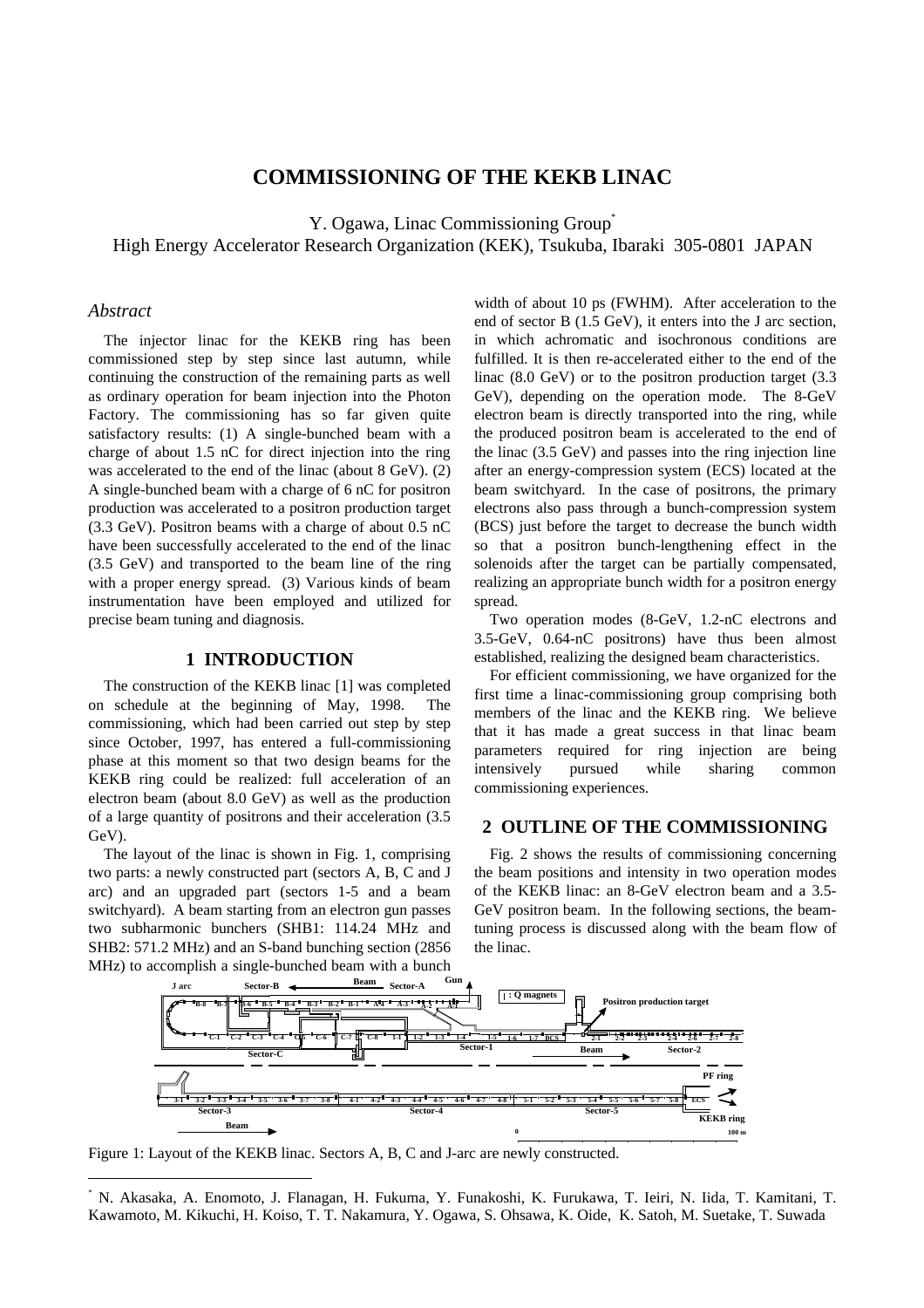# COMMISSIONING OF THE KEKB LINAC

Y. Ogawa, Linac Commissioning Group*
High Energy Accelerator Research Organization (KEK), Tsukuba, Ibaraki 305-0801 JAPAN

## *Abstract*

The injector linac for the KEKB ring has been commissioned step by step since last autumn, while continuing the construction of the remaining parts as well as ordinary operation for beam injection into the Photon Factory. The commissioning has so far given quite satisfactory results: (1) A single-bunched beam with a charge of about 1.5 nC for direct injection into the ring was accelerated to the end of the linac (about 8 GeV). (2) A single-bunched beam with a charge of 6 nC for positron production was accelerated to a positron production target (3.3 GeV). Positron beams with a charge of about 0.5 nC have been successfully accelerated to the end of the linac (3.5 GeV) and transported to the beam line of the ring with a proper energy spread. (3) Various kinds of beam instrumentation have been employed and utilized for precise beam tuning and diagnosis.

## 1 INTRODUCTION

The construction of the KEKB linac [1] was completed on schedule at the beginning of May, 1998. The commissioning, which had been carried out step by step since October, 1997, has entered a full-commissioning phase at this moment so that two design beams for the KEKB ring could be realized: full acceleration of an electron beam (about 8.0 GeV) as well as the production of a large quantity of positrons and their acceleration (3.5 GeV).

The layout of the linac is shown in Fig. 1, comprising two parts: a newly constructed part (sectors A, B, C and J arc) and an upgraded part (sectors 1-5 and a beam switchyard). A beam starting from an electron gun passes two subharmonic bunchers (SHB1: 114.24 MHz and SHB2: 571.2 MHz) and an S-band bunching section (2856 MHz) to accomplish a single-bunched beam with a bunch width of about 10 ps (FWHM). After acceleration to the end of sector B (1.5 GeV), it enters into the J arc section, in which achromatic and isochronous conditions are fulfilled. It is then re-accelerated either to the end of the linac (8.0 GeV) or to the positron production target (3.3 GeV), depending on the operation mode. The 8-GeV electron beam is directly transported into the ring, while the produced positron beam is accelerated to the end of the linac (3.5 GeV) and passes into the ring injection line after an energy-compression system (ECS) located at the beam switchyard. In the case of positrons, the primary electrons also pass through a bunch-compression system (BCS) just before the target to decrease the bunch width so that a positron bunch-lengthening effect in the solenoids after the target can be partially compensated, realizing an appropriate bunch width for a positron energy spread.

Two operation modes (8-GeV, 1.2-nC electrons and 3.5-GeV, 0.64-nC positrons) have thus been almost established, realizing the designed beam characteristics.

For efficient commissioning, we have organized for the first time a linac-commissioning group comprising both members of the linac and the KEKB ring. We believe that it has made a great success in that linac beam parameters required for ring injection are being intensively pursued while sharing common commissioning experiences.

## 2 OUTLINE OF THE COMMISSIONING

Fig. 2 shows the results of commissioning concerning the beam positions and intensity in two operation modes of the KEKB linac: an 8-GeV electron beam and a 3.5-GeV positron beam. In the following sections, the beam-tuning process is discussed along with the beam flow of the linac.

Figure 1: Layout of the KEKB linac. Sectors A, B, C and J-arc are newly constructed.

* N. Akasaka, A. Enomoto, J. Flanagan, H. Fukuma, Y. Funakoshi, K. Furukawa, T. Ieiri, N. Iida, T. Kamitani, T. Kawamoto, M. Kikuchi, H. Koiso, T. T. Nakamura, Y. Ogawa, S. Ohsawa, K. Oide, K. Satoh, M. Suetake, T. Suwada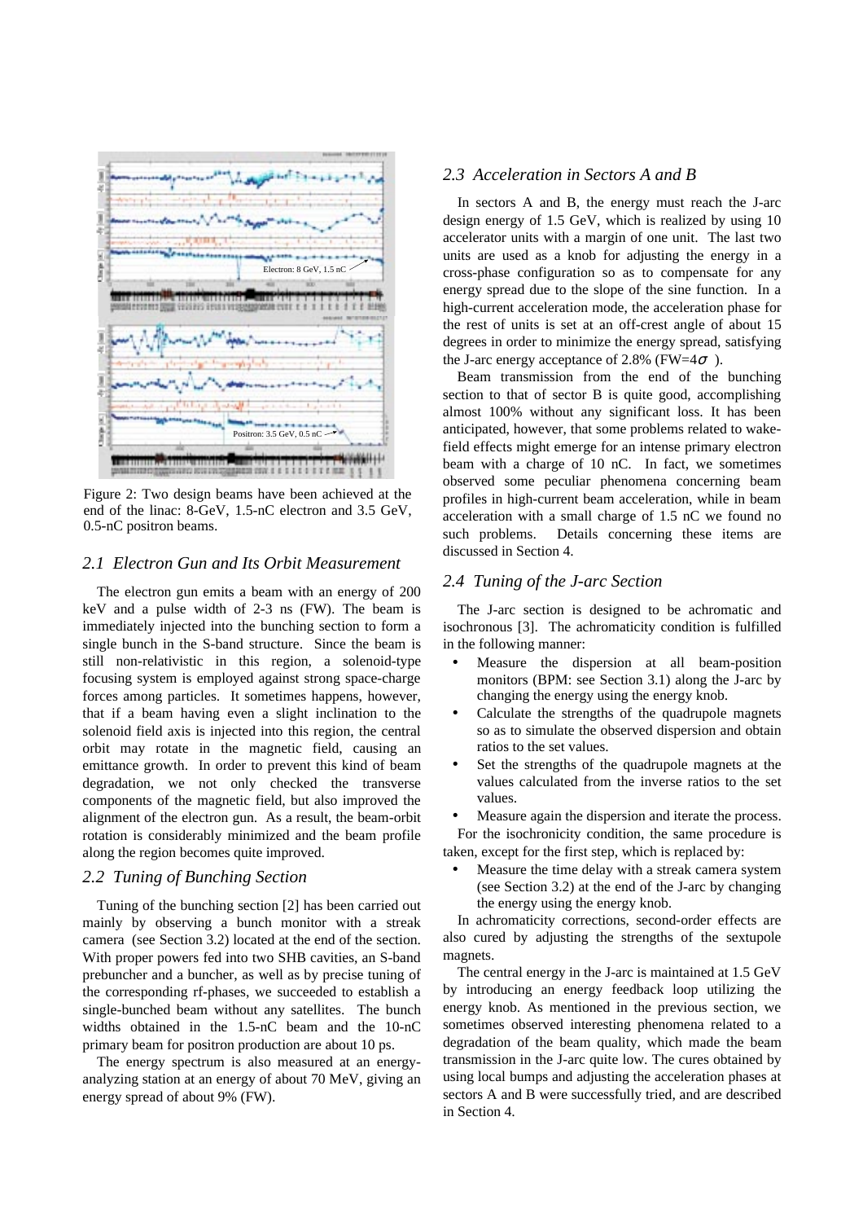Figure 2: Two design beams have been achieved at the end of the linac: 8-GeV, 1.5-nC electron and 3.5 GeV, 0.5-nC positron beams.

### 2.1 Electron Gun and Its Orbit Measurement

The electron gun emits a beam with an energy of 200 keV and a pulse width of 2-3 ns (FW). The beam is immediately injected into the bunching section to form a single bunch in the S-band structure. Since the beam is still non-relativistic in this region, a solenoid-type focusing system is employed against strong space-charge forces among particles. It sometimes happens, however, that if a beam having even a slight inclination to the solenoid field axis is injected into this region, the central orbit may rotate in the magnetic field, causing an emittance growth. In order to prevent this kind of beam degradation, we not only checked the transverse components of the magnetic field, but also improved the alignment of the electron gun. As a result, the beam-orbit rotation is considerably minimized and the beam profile along the region becomes quite improved.

### 2.2 Tuning of Bunching Section

Tuning of the bunching section [2] has been carried out mainly by observing a bunch monitor with a streak camera (see Section 3.2) located at the end of the section. With proper powers fed into two SHB cavities, an S-band prebuncher and a buncher, as well as by precise tuning of the corresponding rf-phases, we succeeded to establish a single-bunched beam without any satellites. The bunch widths obtained in the 1.5-nC beam and the 10-nC primary beam for positron production are about 10 ps.

The energy spectrum is also measured at an energy-analyzing station at an energy of about 70 MeV, giving an energy spread of about 9% (FW).

### 2.3 Acceleration in Sectors A and B

In sectors A and B, the energy must reach the J-arc design energy of 1.5 GeV, which is realized by using 10 accelerator units with a margin of one unit. The last two units are used as a knob for adjusting the energy in a cross-phase configuration so as to compensate for any energy spread due to the slope of the sine function. In a high-current acceleration mode, the acceleration phase for the rest of units is set at an off-crest angle of about 15 degrees in order to minimize the energy spread, satisfying the J-arc energy acceptance of 2.8% (FW=4$\sigma$).

Beam transmission from the end of the bunching section to that of sector B is quite good, accomplishing almost 100% without any significant loss. It has been anticipated, however, that some problems related to wake-field effects might emerge for an intense primary electron beam with a charge of 10 nC. In fact, we sometimes observed some peculiar phenomena concerning beam profiles in high-current beam acceleration, while in beam acceleration with a small charge of 1.5 nC we found no such problems. Details concerning these items are discussed in Section 4.

### 2.4 Tuning of the J-arc Section

The J-arc section is designed to be achromatic and isochronous [3]. The achromaticity condition is fulfilled in the following manner:

- Measure the dispersion at all beam-position monitors (BPM: see Section 3.1) along the J-arc by changing the energy using the energy knob.
- Calculate the strengths of the quadrupole magnets so as to simulate the observed dispersion and obtain ratios to the set values.
- Set the strengths of the quadrupole magnets at the values calculated from the inverse ratios to the set values.
- Measure again the dispersion and iterate the process.

For the isochronicity condition, the same procedure is taken, except for the first step, which is replaced by:

- Measure the time delay with a streak camera system (see Section 3.2) at the end of the J-arc by changing the energy using the energy knob.

In achromaticity corrections, second-order effects are also cured by adjusting the strengths of the sextupole magnets.

The central energy in the J-arc is maintained at 1.5 GeV by introducing an energy feedback loop utilizing the energy knob. As mentioned in the previous section, we sometimes observed interesting phenomena related to a degradation of the beam quality, which made the beam transmission in the J-arc quite low. The cures obtained by using local bumps and adjusting the acceleration phases at sectors A and B were successfully tried, and are described in Section 4.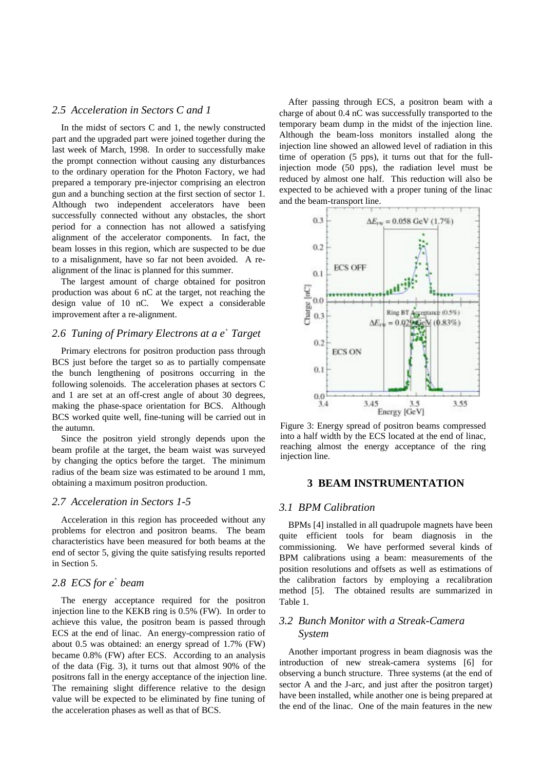### 2.5 Acceleration in Sectors C and 1

In the midst of sectors C and 1, the newly constructed part and the upgraded part were joined together during the last week of March, 1998. In order to successfully make the prompt connection without causing any disturbances to the ordinary operation for the Photon Factory, we had prepared a temporary pre-injector comprising an electron gun and a bunching section at the first section of sector 1. Although two independent accelerators have been successfully connected without any obstacles, the short period for a connection has not allowed a satisfying alignment of the accelerator components. In fact, the beam losses in this region, which are suspected to be due to a misalignment, have so far not been avoided. A re-alignment of the linac is planned for this summer.

The largest amount of charge obtained for positron production was about 6 nC at the target, not reaching the design value of 10 nC. We expect a considerable improvement after a re-alignment.

### 2.6 Tuning of Primary Electrons at a $e^+$ Target

Primary electrons for positron production pass through BCS just before the target so as to partially compensate the bunch lengthening of positrons occurring in the following solenoids. The acceleration phases at sectors C and 1 are set at an off-crest angle of about 30 degrees, making the phase-space orientation for BCS. Although BCS worked quite well, fine-tuning will be carried out in the autumn.

Since the positron yield strongly depends upon the beam profile at the target, the beam waist was surveyed by changing the optics before the target. The minimum radius of the beam size was estimated to be around 1 mm, obtaining a maximum positron production.

### 2.7 Acceleration in Sectors 1-5

Acceleration in this region has proceeded without any problems for electron and positron beams. The beam characteristics have been measured for both beams at the end of sector 5, giving the quite satisfying results reported in Section 5.

### 2.8 ECS for $e^+$ beam

The energy acceptance required for the positron injection line to the KEKB ring is 0.5% (FW). In order to achieve this value, the positron beam is passed through ECS at the end of linac. An energy-compression ratio of about 0.5 was obtained: an energy spread of 1.7% (FW) became 0.8% (FW) after ECS. According to an analysis of the data (Fig. 3), it turns out that almost 90% of the positrons fall in the energy acceptance of the injection line. The remaining slight difference relative to the design value will be expected to be eliminated by fine tuning of the acceleration phases as well as that of BCS.

After passing through ECS, a positron beam with a charge of about 0.4 nC was successfully transported to the temporary beam dump in the midst of the injection line. Although the beam-loss monitors installed along the injection line showed an allowed level of radiation in this time of operation (5 pps), it turns out that for the full-injection mode (50 pps), the radiation level must be reduced by almost one half. This reduction will also be expected to be achieved with a proper tuning of the linac and the beam-transport line.

Figure 3: Energy spread of positron beams compressed into a half width by the ECS located at the end of linac, reaching almost the energy acceptance of the ring injection line.

## 3 BEAM INSTRUMENTATION

### 3.1 BPM Calibration

BPMs [4] installed in all quadrupole magnets have been quite efficient tools for beam diagnosis in the commissioning. We have performed several kinds of BPM calibrations using a beam: measurements of the position resolutions and offsets as well as estimations of the calibration factors by employing a recalibration method [5]. The obtained results are summarized in Table 1.

### 3.2 Bunch Monitor with a Streak-Camera System

Another important progress in beam diagnosis was the introduction of new streak-camera systems [6] for observing a bunch structure. Three systems (at the end of sector A and the J-arc, and just after the positron target) have been installed, while another one is being prepared at the end of the linac. One of the main features in the new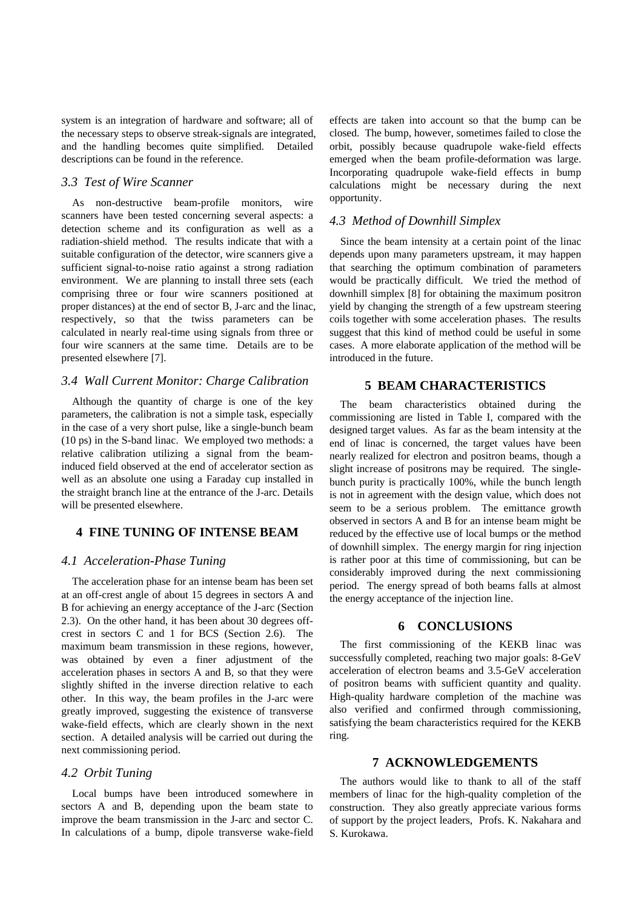system is an integration of hardware and software; all of the necessary steps to observe streak-signals are integrated, and the handling becomes quite simplified. Detailed descriptions can be found in the reference.

### *3.3 Test of Wire Scanner*

As non-destructive beam-profile monitors, wire scanners have been tested concerning several aspects: a detection scheme and its configuration as well as a radiation-shield method. The results indicate that with a suitable configuration of the detector, wire scanners give a sufficient signal-to-noise ratio against a strong radiation environment. We are planning to install three sets (each comprising three or four wire scanners positioned at proper distances) at the end of sector B, J-arc and the linac, respectively, so that the twiss parameters can be calculated in nearly real-time using signals from three or four wire scanners at the same time. Details are to be presented elsewhere [7].

### *3.4 Wall Current Monitor: Charge Calibration*

Although the quantity of charge is one of the key parameters, the calibration is not a simple task, especially in the case of a very short pulse, like a single-bunch beam (10 ps) in the S-band linac. We employed two methods: a relative calibration utilizing a signal from the beam-induced field observed at the end of accelerator section as well as an absolute one using a Faraday cup installed in the straight branch line at the entrance of the J-arc. Details will be presented elsewhere.

## 4 FINE TUNING OF INTENSE BEAM

### *4.1 Acceleration-Phase Tuning*

The acceleration phase for an intense beam has been set at an off-crest angle of about 15 degrees in sectors A and B for achieving an energy acceptance of the J-arc (Section 2.3). On the other hand, it has been about 30 degrees off-crest in sectors C and 1 for BCS (Section 2.6). The maximum beam transmission in these regions, however, was obtained by even a finer adjustment of the acceleration phases in sectors A and B, so that they were slightly shifted in the inverse direction relative to each other. In this way, the beam profiles in the J-arc were greatly improved, suggesting the existence of transverse wake-field effects, which are clearly shown in the next section. A detailed analysis will be carried out during the next commissioning period.

### *4.2 Orbit Tuning*

Local bumps have been introduced somewhere in sectors A and B, depending upon the beam state to improve the beam transmission in the J-arc and sector C. In calculations of a bump, dipole transverse wake-field effects are taken into account so that the bump can be closed. The bump, however, sometimes failed to close the orbit, possibly because quadrupole wake-field effects emerged when the beam profile-deformation was large. Incorporating quadrupole wake-field effects in bump calculations might be necessary during the next opportunity.

### *4.3 Method of Downhill Simplex*

Since the beam intensity at a certain point of the linac depends upon many parameters upstream, it may happen that searching the optimum combination of parameters would be practically difficult. We tried the method of downhill simplex [8] for obtaining the maximum positron yield by changing the strength of a few upstream steering coils together with some acceleration phases. The results suggest that this kind of method could be useful in some cases. A more elaborate application of the method will be introduced in the future.

## 5 BEAM CHARACTERISTICS

The beam characteristics obtained during the commissioning are listed in Table I, compared with the designed target values. As far as the beam intensity at the end of linac is concerned, the target values have been nearly realized for electron and positron beams, though a slight increase of positrons may be required. The single-bunch purity is practically 100%, while the bunch length is not in agreement with the design value, which does not seem to be a serious problem. The emittance growth observed in sectors A and B for an intense beam might be reduced by the effective use of local bumps or the method of downhill simplex. The energy margin for ring injection is rather poor at this time of commissioning, but can be considerably improved during the next commissioning period. The energy spread of both beams falls at almost the energy acceptance of the injection line.

## 6 CONCLUSIONS

The first commissioning of the KEKB linac was successfully completed, reaching two major goals: 8-GeV acceleration of electron beams and 3.5-GeV acceleration of positron beams with sufficient quantity and quality. High-quality hardware completion of the machine was also verified and confirmed through commissioning, satisfying the beam characteristics required for the KEKB ring.

## 7 ACKNOWLEDGEMENTS

The authors would like to thank to all of the staff members of linac for the high-quality completion of the construction. They also greatly appreciate various forms of support by the project leaders, Profs. K. Nakahara and S. Kurokawa.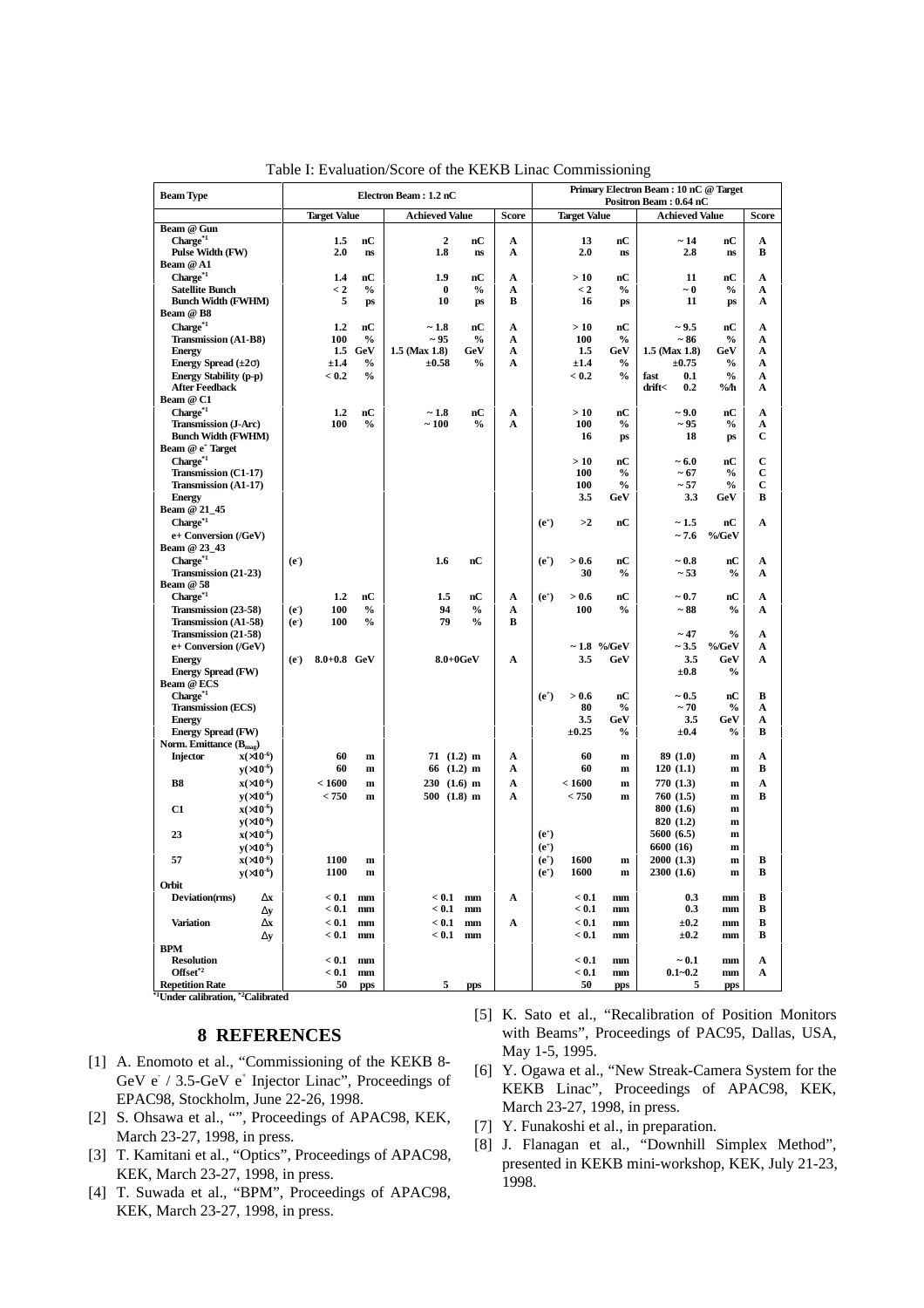Table I: Evaluation/Score of the KEKB Linac Commissioning

| Beam Type | | Electron Beam : 1.2 nC | | | | | Primary Electron Beam : 10 nC @ Target Positron Beam : 0.64 nC | | | | |
|---|---|---|---|---|---|---|---|---|---|---|---|
| | | Target Value | | Achieved Value | | Score | Target Value | | Achieved Value | | Score |
| **Beam @ Gun** | | | | | | | | | | | |
| Charge*1 | | 1.5 | nC | 2 | nC | A | 13 | nC | ~ 14 | nC | A |
| Pulse Width (FW) | | 2.0 | ns | 1.8 | ns | A | 2.0 | ns | 2.8 | ns | B |
| **Beam @ A1** | | | | | | | | | | | |
| Charge*1 | | 1.4 | nC | 1.9 | nC | A | > 10 | nC | 11 | nC | A |
| Satellite Bunch | | < 2 | % | 0 | % | A | < 2 | % | ~ 0 | % | A |
| Bunch Width (FWHM) | | 5 | ps | 10 | ps | B | 16 | ps | 11 | ps | A |
| **Beam @ B8** | | | | | | | | | | | |
| Charge*1 | | 1.2 | nC | ~ 1.8 | nC | A | > 10 | nC | ~ 9.5 | nC | A |
| Transmission (A1-B8) | | 100 | % | ~ 95 | % | A | 100 | % | ~ 86 | % | A |
| Energy | | 1.5 | GeV | 1.5 (Max 1.8) | GeV | A | 1.5 | GeV | 1.5 (Max 1.8) | GeV | A |
| Energy Spread ($\pm 2\sigma$) | | ±1.4 | % | ±0.58 | % | A | ±1.4 | % | ±0.75 | % | A |
| Energy Stability (p-p) | | < 0.2 | % | | | | < 0.2 | % | fast 0.1 | % | A |
| After Feedback | | | | | | | | | drift< 0.2 | %/h | A |
| **Beam @ C1** | | | | | | | | | | | |
| Charge*1 | | 1.2 | nC | ~ 1.8 | nC | A | > 10 | nC | ~ 9.0 | nC | A |
| Transmission (J-Arc) | | 100 | % | ~ 100 | % | A | 100 | % | ~ 95 | % | A |
| Bunch Width (FWHM) | | | | | | | 16 | ps | 18 | ps | C |
| **Beam @ $e^+$ Target** | | | | | | | | | | | |
| Charge*1 | | | | | | | > 10 | nC | ~ 6.0 | nC | C |
| Transmission (C1-17) | | | | | | | 100 | % | ~ 67 | % | C |
| Transmission (A1-17) | | | | | | | 100 | % | ~ 57 | % | C |
| Energy | | | | | | | 3.5 | GeV | 3.3 | GeV | B |
| **Beam @ 21_45** | | | | | | | | | | | |
| Charge*1 | | | | | | | $(e^+)$ >2 | nC | ~ 1.5 | nC | A |
| e+ Conversion (/GeV) | | | | | | | | | ~ 7.6 | %/GeV | |
| **Beam @ 23_43** | | | | | | | | | | | |
| Charge*1 | | $(e^-)$ | | 1.6 | nC | | $(e^+)$ > 0.6 | nC | ~ 0.8 | nC | A |
| Transmission (21-23) | | | | | | | 30 | % | ~ 53 | % | A |
| **Beam @ 58** | | | | | | | | | | | |
| Charge*1 | | 1.2 | nC | 1.5 | nC | A | $(e^+)$ > 0.6 | nC | ~ 0.7 | nC | A |
| Transmission (23-58) | | $(e^-)$ 100 | % | 94 | % | A | 100 | % | ~ 88 | % | A |
| Transmission (A1-58) | | $(e^-)$ 100 | % | 79 | % | B | | | | | |
| Transmission (21-58) | | | | | | | | | ~ 47 | % | A |
| e+ Conversion (/GeV) | | | | | | | ~ 1.8 | %/GeV | ~ 3.5 | %/GeV | A |
| Energy | | $(e^-)$ 8.0+0.8 | GeV | 8.0+0GeV | | A | 3.5 | GeV | 3.5 | GeV | A |
| Energy Spread (FW) | | | | | | | | | ±0.8 | % | |
| **Beam @ ECS** | | | | | | | | | | | |
| Charge*1 | | | | | | | $(e^+)$ > 0.6 | nC | ~ 0.5 | nC | B |
| Transmission (ECS) | | | | | | | 80 | % | ~ 70 | % | A |
| Energy | | | | | | | 3.5 | GeV | 3.5 | GeV | A |
| Energy Spread (FW) | | | | | | | ±0.25 | % | ±0.4 | % | B |
| **Norm. Emittance ($B_{mag}$)** | | | | | | | | | | | |
| Injector | $x(\times 10^{-6})$ | 60 | m | 71 (1.2) | m | A | 60 | m | 89 (1.0) | m | A |
| | $y(\times 10^{-6})$ | 60 | m | 66 (1.2) | m | A | 60 | m | 120 (1.1) | m | B |
| B8 | $x(\times 10^{-6})$ | < 1600 | m | 230 (1.6) | m | A | < 1600 | m | 770 (1.3) | m | A |
| | $y(\times 10^{-6})$ | < 750 | m | 500 (1.8) | m | A | < 750 | m | 760 (1.5) | m | B |
| C1 | $x(\times 10^{-6})$ | | | | | | | | 800 (1.6) | m | |
| | $y(\times 10^{-6})$ | | | | | | | | 820 (1.2) | m | |
| 23 | $x(\times 10^{-6})$ | | | | | | $(e^+)$ | | 5600 (6.5) | m | |
| | $y(\times 10^{-6})$ | | | | | | $(e^+)$ | | 6600 (16) | m | |
| 57 | $x(\times 10^{-6})$ | 1100 | m | | | | $(e^+)$ 1600 | m | 2000 (1.3) | m | B |
| | $y(\times 10^{-6})$ | 1100 | m | | | | $(e^+)$ 1600 | m | 2300 (1.6) | m | B |
| **Orbit** | | | | | | | | | | | |
| Deviation(rms) | $\Delta x$ | < 0.1 | mm | < 0.1 | mm | A | < 0.1 | mm | 0.3 | mm | B |
| | $\Delta y$ | < 0.1 | mm | < 0.1 | mm | | < 0.1 | mm | 0.3 | mm | B |
| Variation | $\Delta x$ | < 0.1 | mm | < 0.1 | mm | A | < 0.1 | mm | ±0.2 | mm | B |
| | $\Delta y$ | < 0.1 | mm | < 0.1 | mm | | < 0.1 | mm | ±0.2 | mm | B |
| **BPM** | | | | | | | | | | | |
| Resolution | | < 0.1 | mm | | | | < 0.1 | mm | ~ 0.1 | mm | A |
| Offset*2 | | < 0.1 | mm | | | | < 0.1 | mm | 0.1~0.2 | mm | A |
| **Repetition Rate** | | 50 | pps | 5 | pps | | 50 | pps | 5 | pps | |

*1Under calibration, *2Calibrated

## 8 REFERENCES

[1] A. Enomoto et al., "Commissioning of the KEKB 8-GeV $e^-$ / 3.5-GeV $e^+$ Injector Linac", Proceedings of EPAC98, Stockholm, June 22-26, 1998.

[2] S. Ohsawa et al., "", Proceedings of APAC98, KEK, March 23-27, 1998, in press.

[3] T. Kamitani et al., "Optics", Proceedings of APAC98, KEK, March 23-27, 1998, in press.

[4] T. Suwada et al., "BPM", Proceedings of APAC98, KEK, March 23-27, 1998, in press.

[5] K. Sato et al., "Recalibration of Position Monitors with Beams", Proceedings of PAC95, Dallas, USA, May 1-5, 1995.

[6] Y. Ogawa et al., "New Streak-Camera System for the KEKB Linac", Proceedings of APAC98, KEK, March 23-27, 1998, in press.

[7] Y. Funakoshi et al., in preparation.

[8] J. Flanagan et al., "Downhill Simplex Method", presented in KEKB mini-workshop, KEK, July 21-23, 1998.